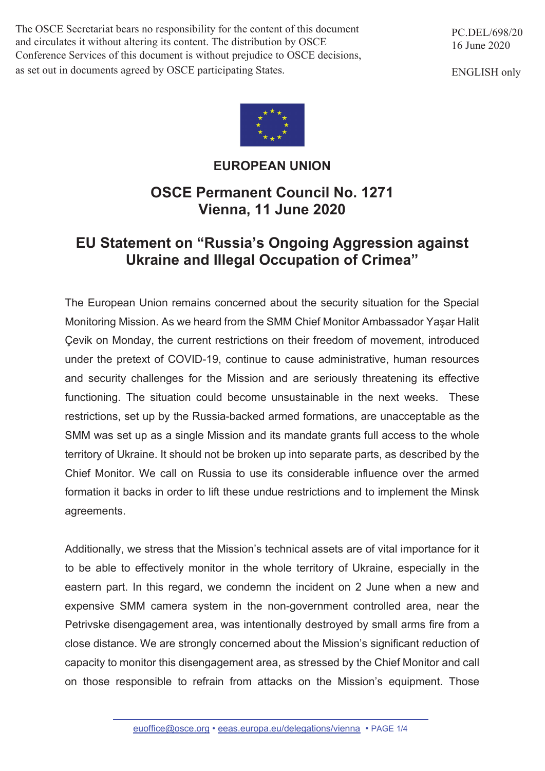The OSCE Secretariat bears no responsibility for the content of this document and circulates it without altering its content. The distribution by OSCE Conference Services of this document is without prejudice to OSCE decisions, as set out in documents agreed by OSCE participating States.

PC.DEL/698/20
16 June 2020

ENGLISH only

**EUROPEAN UNION**

## OSCE Permanent Council No. 1271
## Vienna, 11 June 2020

# EU Statement on "Russia's Ongoing Aggression against Ukraine and Illegal Occupation of Crimea"

The European Union remains concerned about the security situation for the Special Monitoring Mission. As we heard from the SMM Chief Monitor Ambassador Yaşar Halit Çevik on Monday, the current restrictions on their freedom of movement, introduced under the pretext of COVID-19, continue to cause administrative, human resources and security challenges for the Mission and are seriously threatening its effective functioning. The situation could become unsustainable in the next weeks. These restrictions, set up by the Russia-backed armed formations, are unacceptable as the SMM was set up as a single Mission and its mandate grants full access to the whole territory of Ukraine. It should not be broken up into separate parts, as described by the Chief Monitor. We call on Russia to use its considerable influence over the armed formation it backs in order to lift these undue restrictions and to implement the Minsk agreements.

Additionally, we stress that the Mission's technical assets are of vital importance for it to be able to effectively monitor in the whole territory of Ukraine, especially in the eastern part. In this regard, we condemn the incident on 2 June when a new and expensive SMM camera system in the non-government controlled area, near the Petrivske disengagement area, was intentionally destroyed by small arms fire from a close distance. We are strongly concerned about the Mission's significant reduction of capacity to monitor this disengagement area, as stressed by the Chief Monitor and call on those responsible to refrain from attacks on the Mission's equipment. Those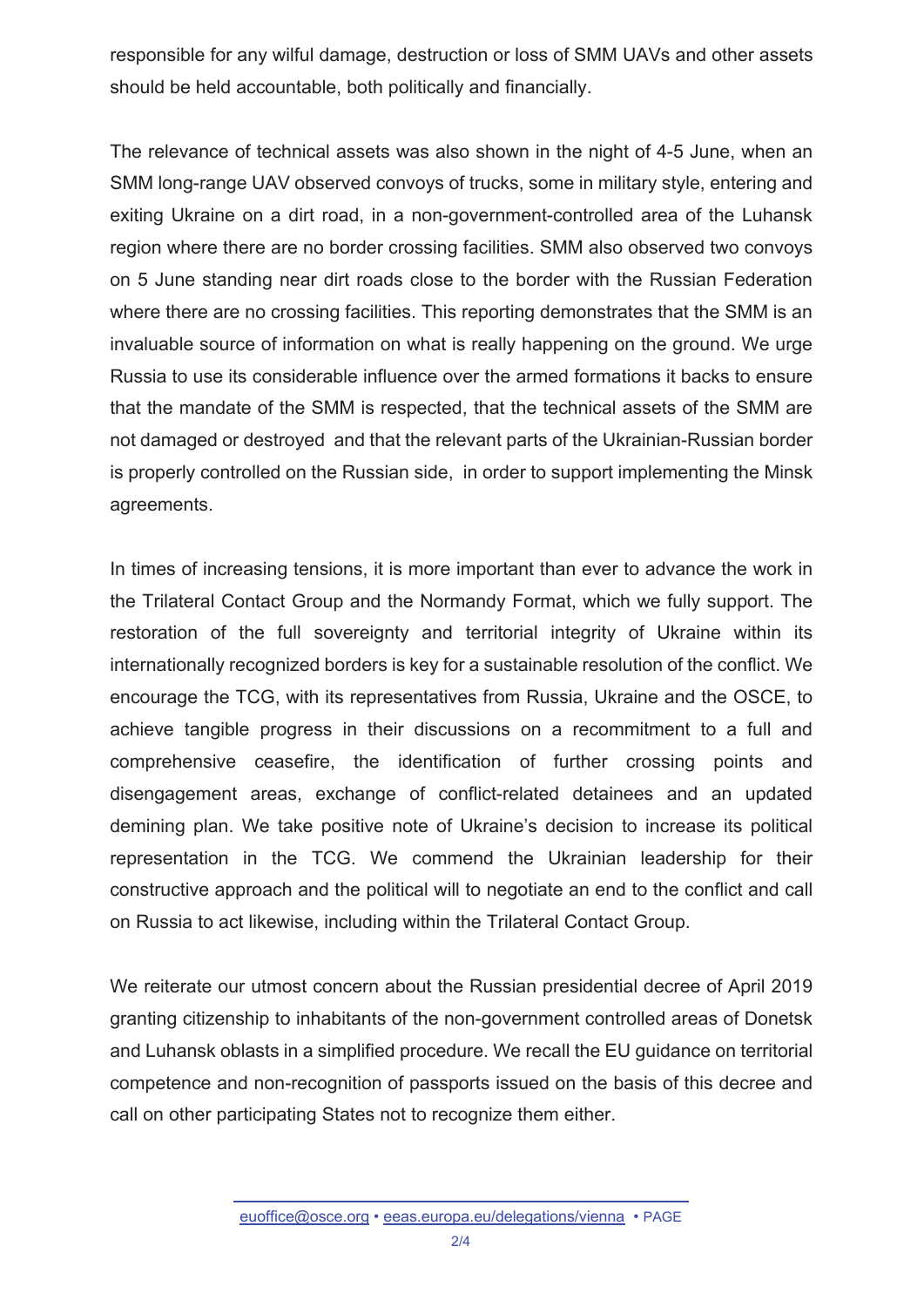responsible for any wilful damage, destruction or loss of SMM UAVs and other assets should be held accountable, both politically and financially.

The relevance of technical assets was also shown in the night of 4-5 June, when an SMM long-range UAV observed convoys of trucks, some in military style, entering and exiting Ukraine on a dirt road, in a non-government-controlled area of the Luhansk region where there are no border crossing facilities. SMM also observed two convoys on 5 June standing near dirt roads close to the border with the Russian Federation where there are no crossing facilities. This reporting demonstrates that the SMM is an invaluable source of information on what is really happening on the ground. We urge Russia to use its considerable influence over the armed formations it backs to ensure that the mandate of the SMM is respected, that the technical assets of the SMM are not damaged or destroyed and that the relevant parts of the Ukrainian-Russian border is properly controlled on the Russian side, in order to support implementing the Minsk agreements.

In times of increasing tensions, it is more important than ever to advance the work in the Trilateral Contact Group and the Normandy Format, which we fully support. The restoration of the full sovereignty and territorial integrity of Ukraine within its internationally recognized borders is key for a sustainable resolution of the conflict. We encourage the TCG, with its representatives from Russia, Ukraine and the OSCE, to achieve tangible progress in their discussions on a recommitment to a full and comprehensive ceasefire, the identification of further crossing points and disengagement areas, exchange of conflict-related detainees and an updated demining plan. We take positive note of Ukraine's decision to increase its political representation in the TCG. We commend the Ukrainian leadership for their constructive approach and the political will to negotiate an end to the conflict and call on Russia to act likewise, including within the Trilateral Contact Group.

We reiterate our utmost concern about the Russian presidential decree of April 2019 granting citizenship to inhabitants of the non-government controlled areas of Donetsk and Luhansk oblasts in a simplified procedure. We recall the EU guidance on territorial competence and non-recognition of passports issued on the basis of this decree and call on other participating States not to recognize them either.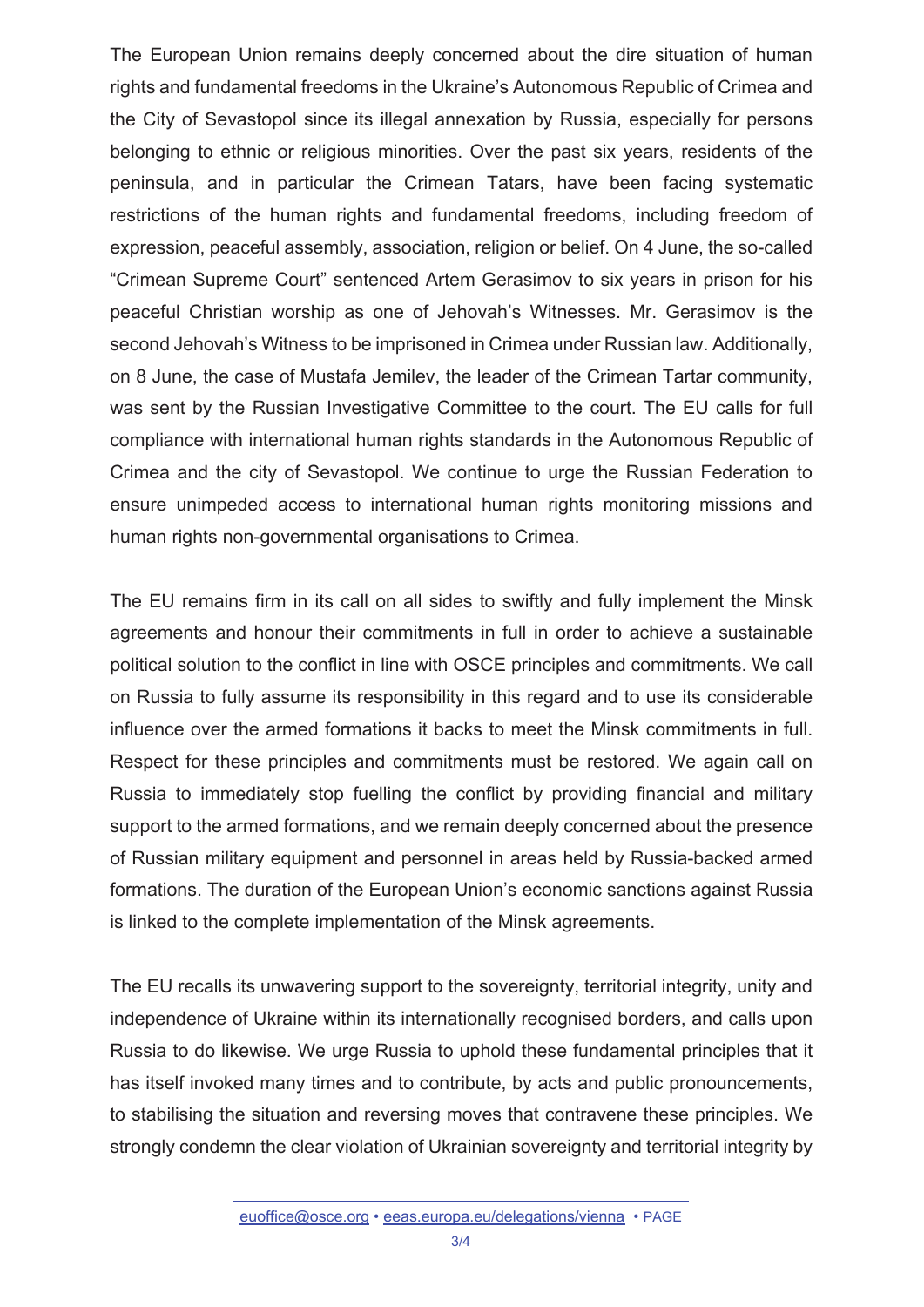The European Union remains deeply concerned about the dire situation of human rights and fundamental freedoms in the Ukraine's Autonomous Republic of Crimea and the City of Sevastopol since its illegal annexation by Russia, especially for persons belonging to ethnic or religious minorities. Over the past six years, residents of the peninsula, and in particular the Crimean Tatars, have been facing systematic restrictions of the human rights and fundamental freedoms, including freedom of expression, peaceful assembly, association, religion or belief. On 4 June, the so-called "Crimean Supreme Court" sentenced Artem Gerasimov to six years in prison for his peaceful Christian worship as one of Jehovah's Witnesses. Mr. Gerasimov is the second Jehovah's Witness to be imprisoned in Crimea under Russian law. Additionally, on 8 June, the case of Mustafa Jemilev, the leader of the Crimean Tartar community, was sent by the Russian Investigative Committee to the court. The EU calls for full compliance with international human rights standards in the Autonomous Republic of Crimea and the city of Sevastopol. We continue to urge the Russian Federation to ensure unimpeded access to international human rights monitoring missions and human rights non-governmental organisations to Crimea.

The EU remains firm in its call on all sides to swiftly and fully implement the Minsk agreements and honour their commitments in full in order to achieve a sustainable political solution to the conflict in line with OSCE principles and commitments. We call on Russia to fully assume its responsibility in this regard and to use its considerable influence over the armed formations it backs to meet the Minsk commitments in full. Respect for these principles and commitments must be restored. We again call on Russia to immediately stop fuelling the conflict by providing financial and military support to the armed formations, and we remain deeply concerned about the presence of Russian military equipment and personnel in areas held by Russia-backed armed formations. The duration of the European Union's economic sanctions against Russia is linked to the complete implementation of the Minsk agreements.

The EU recalls its unwavering support to the sovereignty, territorial integrity, unity and independence of Ukraine within its internationally recognised borders, and calls upon Russia to do likewise. We urge Russia to uphold these fundamental principles that it has itself invoked many times and to contribute, by acts and public pronouncements, to stabilising the situation and reversing moves that contravene these principles. We strongly condemn the clear violation of Ukrainian sovereignty and territorial integrity by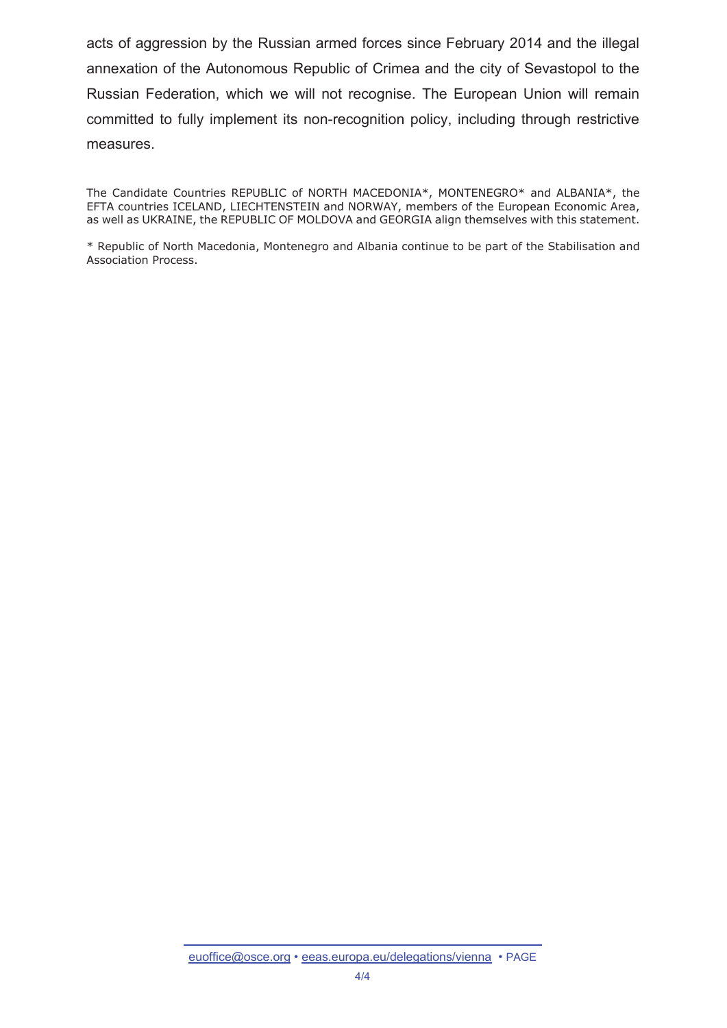acts of aggression by the Russian armed forces since February 2014 and the illegal annexation of the Autonomous Republic of Crimea and the city of Sevastopol to the Russian Federation, which we will not recognise. The European Union will remain committed to fully implement its non-recognition policy, including through restrictive measures.

The Candidate Countries REPUBLIC of NORTH MACEDONIA*, MONTENEGRO* and ALBANIA*, the EFTA countries ICELAND, LIECHTENSTEIN and NORWAY, members of the European Economic Area, as well as UKRAINE, the REPUBLIC OF MOLDOVA and GEORGIA align themselves with this statement.

* Republic of North Macedonia, Montenegro and Albania continue to be part of the Stabilisation and Association Process.